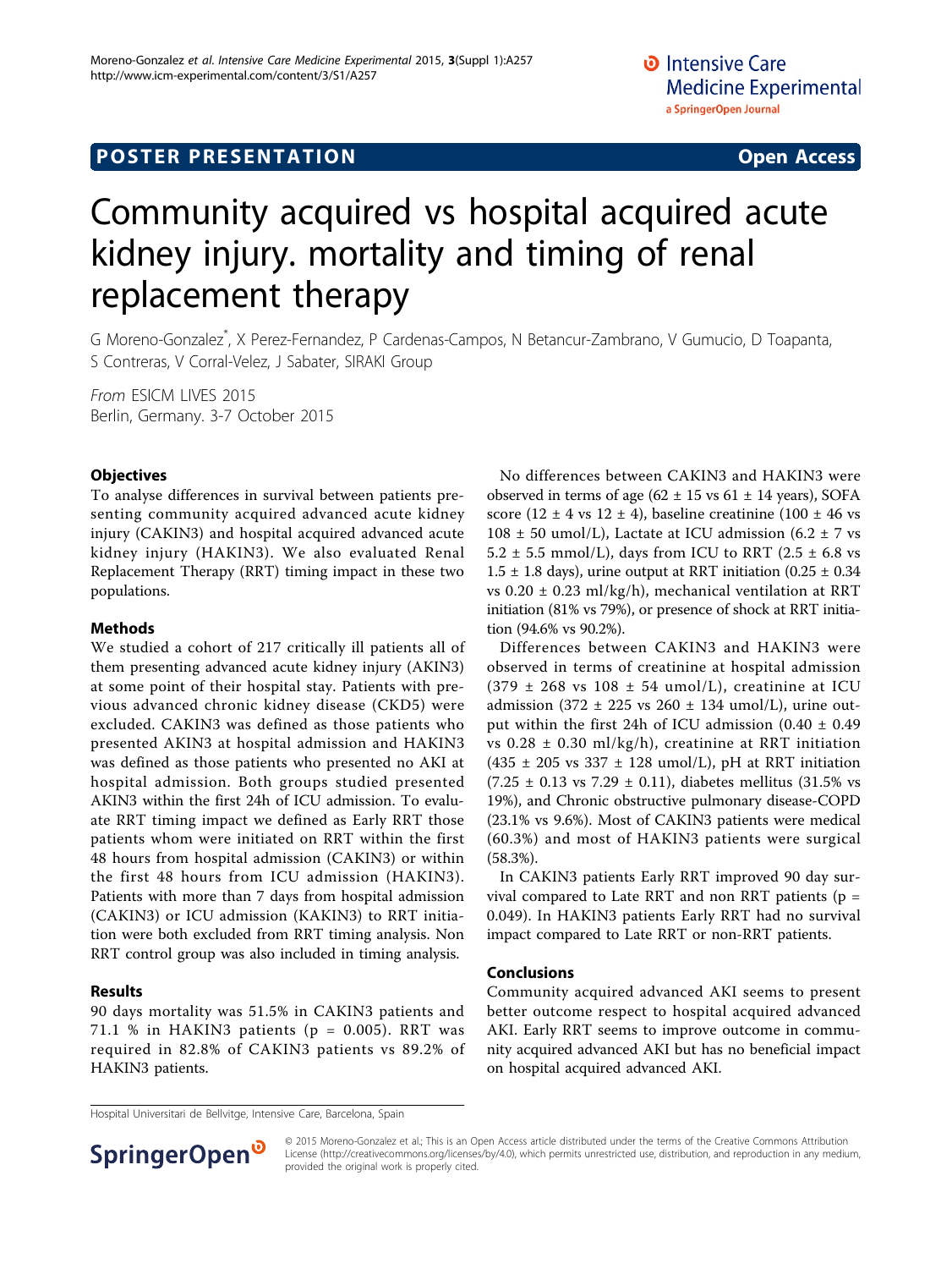POSTER PRESENTATION Open Access

# Community acquired vs hospital acquired acute kidney injury. mortality and timing of renal replacement therapy

G Moreno-Gonzalez*, X Perez-Fernandez, P Cardenas-Campos, N Betancur-Zambrano, V Gumucio, D Toapanta, S Contreras, V Corral-Velez, J Sabater, SIRAKI Group

*From* ESICM LIVES 2015
Berlin, Germany. 3-7 October 2015

## Objectives

To analyse differences in survival between patients presenting community acquired advanced acute kidney injury (CAKIN3) and hospital acquired advanced acute kidney injury (HAKIN3). We also evaluated Renal Replacement Therapy (RRT) timing impact in these two populations.

## Methods

We studied a cohort of 217 critically ill patients all of them presenting advanced acute kidney injury (AKIN3) at some point of their hospital stay. Patients with previous advanced chronic kidney disease (CKD5) were excluded. CAKIN3 was defined as those patients who presented AKIN3 at hospital admission and HAKIN3 was defined as those patients who presented no AKI at hospital admission. Both groups studied presented AKIN3 within the first 24h of ICU admission. To evaluate RRT timing impact we defined as Early RRT those patients whom were initiated on RRT within the first 48 hours from hospital admission (CAKIN3) or within the first 48 hours from ICU admission (HAKIN3). Patients with more than 7 days from hospital admission (CAKIN3) or ICU admission (KAKIN3) to RRT initiation were both excluded from RRT timing analysis. Non RRT control group was also included in timing analysis.

## Results

90 days mortality was 51.5% in CAKIN3 patients and 71.1 % in HAKIN3 patients ($p = 0.005$). RRT was required in 82.8% of CAKIN3 patients vs 89.2% of HAKIN3 patients.

No differences between CAKIN3 and HAKIN3 were observed in terms of age ($62 \pm 15$ vs $61 \pm 14$ years), SOFA score ($12 \pm 4$ vs $12 \pm 4$), baseline creatinine ($100 \pm 46$ vs $108 \pm 50$ umol/L), Lactate at ICU admission ($6.2 \pm 7$ vs $5.2 \pm 5.5$ mmol/L), days from ICU to RRT ($2.5 \pm 6.8$ vs $1.5 \pm 1.8$ days), urine output at RRT initiation ($0.25 \pm 0.34$ vs $0.20 \pm 0.23$ ml/kg/h), mechanical ventilation at RRT initiation (81% vs 79%), or presence of shock at RRT initiation (94.6% vs 90.2%).

Differences between CAKIN3 and HAKIN3 were observed in terms of creatinine at hospital admission ($379 \pm 268$ vs $108 \pm 54$ umol/L), creatinine at ICU admission ($372 \pm 225$ vs $260 \pm 134$ umol/L), urine output within the first 24h of ICU admission ($0.40 \pm 0.49$ vs $0.28 \pm 0.30$ ml/kg/h), creatinine at RRT initiation ($435 \pm 205$ vs $337 \pm 128$ umol/L), pH at RRT initiation ($7.25 \pm 0.13$ vs $7.29 \pm 0.11$), diabetes mellitus (31.5% vs 19%), and Chronic obstructive pulmonary disease-COPD (23.1% vs 9.6%). Most of CAKIN3 patients were medical (60.3%) and most of HAKIN3 patients were surgical (58.3%).

In CAKIN3 patients Early RRT improved 90 day survival compared to Late RRT and non RRT patients ($p = 0.049$). In HAKIN3 patients Early RRT had no survival impact compared to Late RRT or non-RRT patients.

## Conclusions

Community acquired advanced AKI seems to present better outcome respect to hospital acquired advanced AKI. Early RRT seems to improve outcome in community acquired advanced AKI but has no beneficial impact on hospital acquired advanced AKI.

Hospital Universitari de Bellvitge, Intensive Care, Barcelona, Spain

© 2015 Moreno-Gonzalez et al.; This is an Open Access article distributed under the terms of the Creative Commons Attribution License (http://creativecommons.org/licenses/by/4.0), which permits unrestricted use, distribution, and reproduction in any medium, provided the original work is properly cited.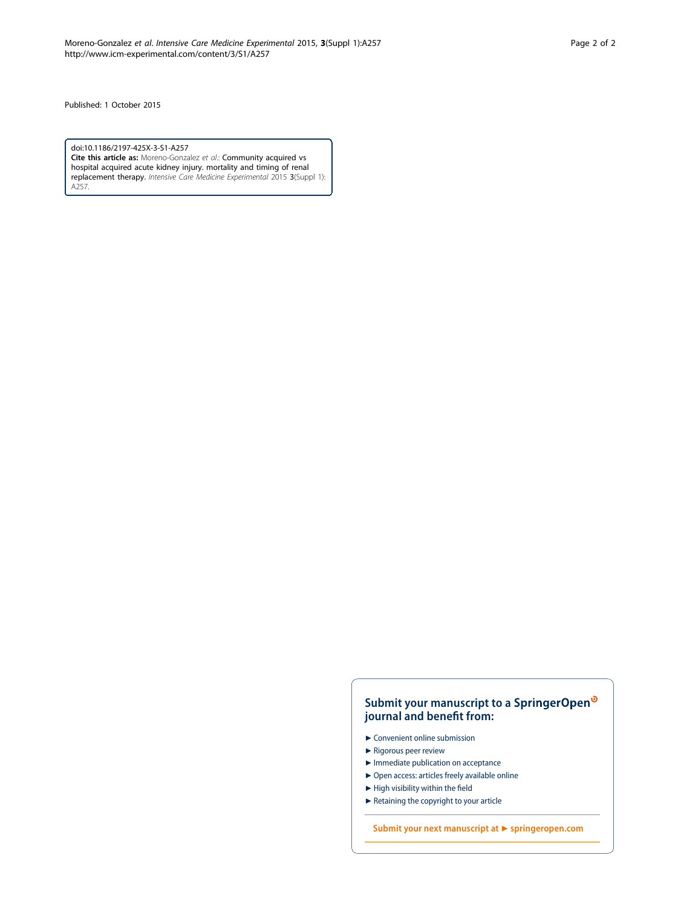Published: 1 October 2015

doi:10.1186/2197-425X-3-S1-A257

**Cite this article as:** Moreno-Gonzalez *et al.*: Community acquired vs hospital acquired acute kidney injury. mortality and timing of renal replacement therapy. *Intensive Care Medicine Experimental* 2015 **3**(Suppl 1): A257.

**Submit your manuscript to a SpringerOpen journal and benefit from:**

- ► Convenient online submission
- ► Rigorous peer review
- ► Immediate publication on acceptance
- ► Open access: articles freely available online
- ► High visibility within the field
- ► Retaining the copyright to your article

**Submit your next manuscript at ► springeropen.com**